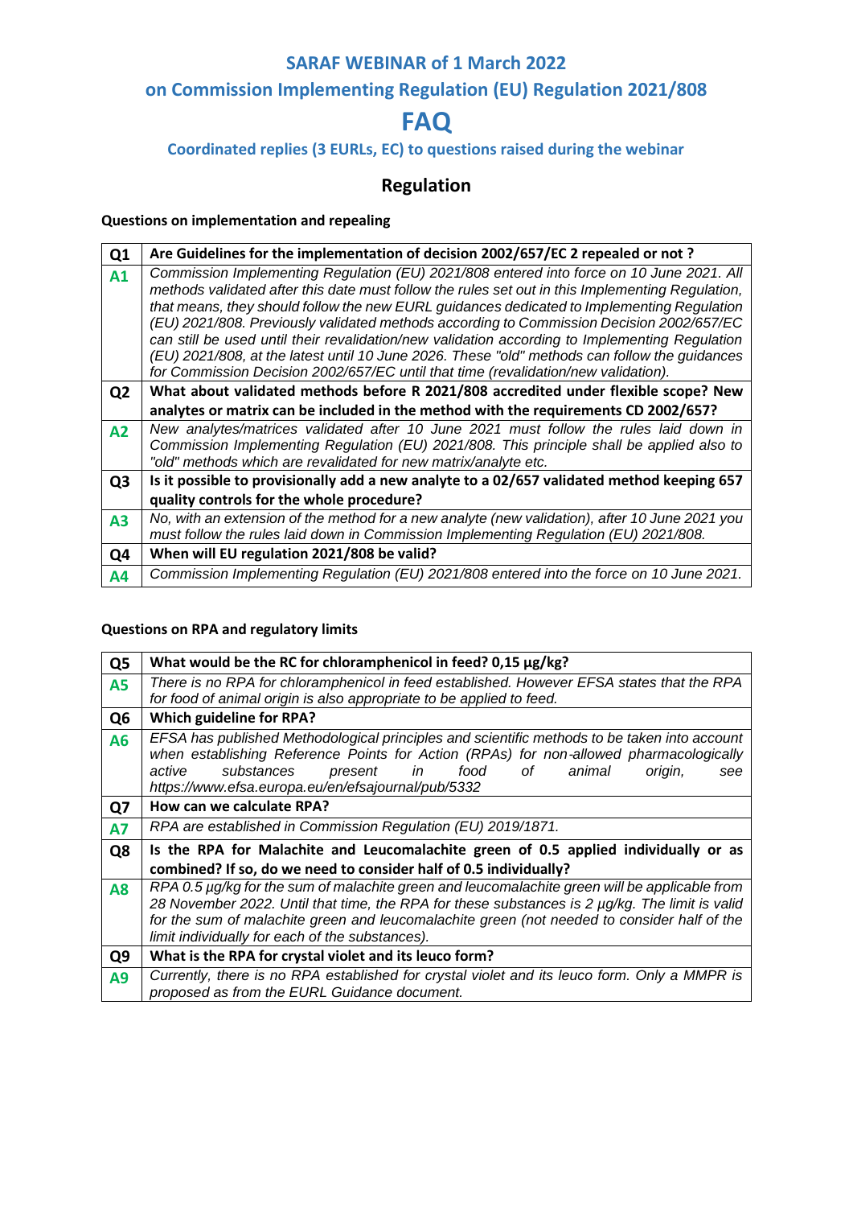# SARAF WEBINAR of 1 March 2022

## on Commission Implementing Regulation (EU) Regulation 2021/808

# FAQ

### Coordinated replies (3 EURLs, EC) to questions raised during the webinar

## Regulation

**Questions on implementation and repealing**

| | |
|---|---|
| **Q1** | **Are Guidelines for the implementation of decision 2002/657/EC 2 repealed or not ?** |
| **A1** | *Commission Implementing Regulation (EU) 2021/808 entered into force on 10 June 2021. All methods validated after this date must follow the rules set out in this Implementing Regulation, that means, they should follow the new EURL guidances dedicated to Implementing Regulation (EU) 2021/808. Previously validated methods according to Commission Decision 2002/657/EC can still be used until their revalidation/new validation according to Implementing Regulation (EU) 2021/808, at the latest until 10 June 2026. These "old" methods can follow the guidances for Commission Decision 2002/657/EC until that time (revalidation/new validation).* |
| **Q2** | **What about validated methods before R 2021/808 accredited under flexible scope? New analytes or matrix can be included in the method with the requirements CD 2002/657?** |
| **A2** | *New analytes/matrices validated after 10 June 2021 must follow the rules laid down in Commission Implementing Regulation (EU) 2021/808. This principle shall be applied also to "old" methods which are revalidated for new matrix/analyte etc.* |
| **Q3** | **Is it possible to provisionally add a new analyte to a 02/657 validated method keeping 657 quality controls for the whole procedure?** |
| **A3** | *No, with an extension of the method for a new analyte (new validation), after 10 June 2021 you must follow the rules laid down in Commission Implementing Regulation (EU) 2021/808.* |
| **Q4** | **When will EU regulation 2021/808 be valid?** |
| **A4** | *Commission Implementing Regulation (EU) 2021/808 entered into the force on 10 June 2021.* |

**Questions on RPA and regulatory limits**

| | |
|---|---|
| **Q5** | **What would be the RC for chloramphenicol in feed? 0,15 µg/kg?** |
| **A5** | *There is no RPA for chloramphenicol in feed established. However EFSA states that the RPA for food of animal origin is also appropriate to be applied to feed.* |
| **Q6** | **Which guideline for RPA?** |
| **A6** | *EFSA has published Methodological principles and scientific methods to be taken into account when establishing Reference Points for Action (RPAs) for non-allowed pharmacologically active substances present in food of animal origin, see https://www.efsa.europa.eu/en/efsajournal/pub/5332* |
| **Q7** | **How can we calculate RPA?** |
| **A7** | *RPA are established in Commission Regulation (EU) 2019/1871.* |
| **Q8** | **Is the RPA for Malachite and Leucomalachite green of 0.5 applied individually or as combined? If so, do we need to consider half of 0.5 individually?** |
| **A8** | *RPA 0.5 µg/kg for the sum of malachite green and leucomalachite green will be applicable from 28 November 2022. Until that time, the RPA for these substances is 2 µg/kg. The limit is valid for the sum of malachite green and leucomalachite green (not needed to consider half of the limit individually for each of the substances).* |
| **Q9** | **What is the RPA for crystal violet and its leuco form?** |
| **A9** | *Currently, there is no RPA established for crystal violet and its leuco form. Only a MMPR is proposed as from the EURL Guidance document.* |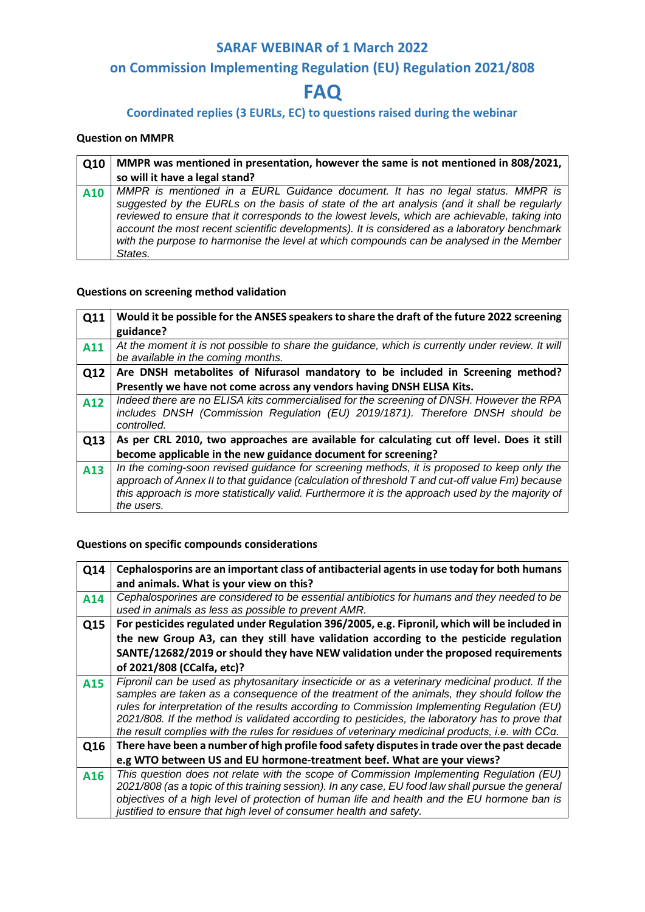# SARAF WEBINAR of 1 March 2022

## on Commission Implementing Regulation (EU) Regulation 2021/808

# FAQ

### Coordinated replies (3 EURLs, EC) to questions raised during the webinar

**Question on MMPR**

| | |
|---|---|
| **Q10** | **MMPR was mentioned in presentation, however the same is not mentioned in 808/2021, so will it have a legal stand?** |
| **A10** | *MMPR is mentioned in a EURL Guidance document. It has no legal status. MMPR is suggested by the EURLs on the basis of state of the art analysis (and it shall be regularly reviewed to ensure that it corresponds to the lowest levels, which are achievable, taking into account the most recent scientific developments). It is considered as a laboratory benchmark with the purpose to harmonise the level at which compounds can be analysed in the Member States.* |

**Questions on screening method validation**

| | |
|---|---|
| **Q11** | **Would it be possible for the ANSES speakers to share the draft of the future 2022 screening guidance?** |
| **A11** | *At the moment it is not possible to share the guidance, which is currently under review. It will be available in the coming months.* |
| **Q12** | **Are DNSH metabolites of Nifurasol mandatory to be included in Screening method? Presently we have not come across any vendors having DNSH ELISA Kits.** |
| **A12** | *Indeed there are no ELISA kits commercialised for the screening of DNSH. However the RPA includes DNSH (Commission Regulation (EU) 2019/1871). Therefore DNSH should be controlled.* |
| **Q13** | **As per CRL 2010, two approaches are available for calculating cut off level. Does it still become applicable in the new guidance document for screening?** |
| **A13** | *In the coming-soon revised guidance for screening methods, it is proposed to keep only the approach of Annex II to that guidance (calculation of threshold T and cut-off value Fm) because this approach is more statistically valid. Furthermore it is the approach used by the majority of the users.* |

**Questions on specific compounds considerations**

| | |
|---|---|
| **Q14** | **Cephalosporins are an important class of antibacterial agents in use today for both humans and animals. What is your view on this?** |
| **A14** | *Cephalosporines are considered to be essential antibiotics for humans and they needed to be used in animals as less as possible to prevent AMR.* |
| **Q15** | **For pesticides regulated under Regulation 396/2005, e.g. Fipronil, which will be included in the new Group A3, can they still have validation according to the pesticide regulation SANTE/12682/2019 or should they have NEW validation under the proposed requirements of 2021/808 (CCalfa, etc)?** |
| **A15** | *Fipronil can be used as phytosanitary insecticide or as a veterinary medicinal product. If the samples are taken as a consequence of the treatment of the animals, they should follow the rules for interpretation of the results according to Commission Implementing Regulation (EU) 2021/808. If the method is validated according to pesticides, the laboratory has to prove that the result complies with the rules for residues of veterinary medicinal products, i.e. with CCα.* |
| **Q16** | **There have been a number of high profile food safety disputes in trade over the past decade e.g WTO between US and EU hormone-treatment beef. What are your views?** |
| **A16** | *This question does not relate with the scope of Commission Implementing Regulation (EU) 2021/808 (as a topic of this training session). In any case, EU food law shall pursue the general objectives of a high level of protection of human life and health and the EU hormone ban is justified to ensure that high level of consumer health and safety.* |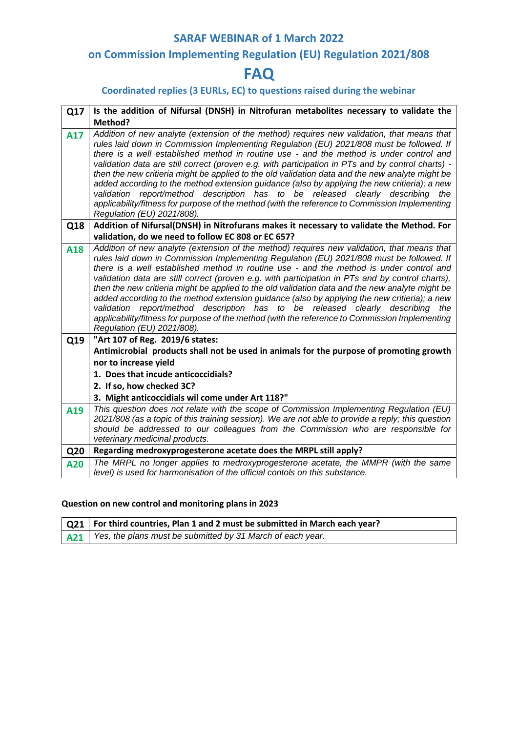## SARAF WEBINAR of 1 March 2022

## on Commission Implementing Regulation (EU) Regulation 2021/808

# FAQ

### Coordinated replies (3 EURLs, EC) to questions raised during the webinar

| | |
|---|---|
| **Q17** | **Is the addition of Nifursal (DNSH) in Nitrofuran metabolites necessary to validate the Method?** |
| **A17** | *Addition of new analyte (extension of the method) requires new validation, that means that rules laid down in Commission Implementing Regulation (EU) 2021/808 must be followed. If there is a well established method in routine use - and the method is under control and validation data are still correct (proven e.g. with participation in PTs and by control charts) - then the new critieria might be applied to the old validation data and the new analyte might be added according to the method extension guidance (also by applying the new critieria); a new validation report/method description has to be released clearly describing the applicability/fitness for purpose of the method (with the reference to Commission Implementing Regulation (EU) 2021/808).* |
| **Q18** | **Addition of Nifursal(DNSH) in Nitrofurans makes it necessary to validate the Method. For validation, do we need to follow EC 808 or EC 657?** |
| **A18** | *Addition of new analyte (extension of the method) requires new validation, that means that rules laid down in Commission Implementing Regulation (EU) 2021/808 must be followed. If there is a well established method in routine use - and the method is under control and validation data are still correct (proven e.g. with participation in PTs and by control charts), then the new critieria might be applied to the old validation data and the new analyte might be added according to the method extension guidance (also by applying the new critieria); a new validation report/method description has to be released clearly describing the applicability/fitness for purpose of the method (with the reference to Commission Implementing Regulation (EU) 2021/808).* |
| **Q19** | **"Art 107 of Reg. 2019/6 states:** <br> **Antimicrobial products shall not be used in animals for the purpose of promoting growth nor to increase yield** <br> **1. Does that incude anticoccidials?** <br> **2. If so, how checked 3C?** <br> **3. Might anticoccidials wil come under Art 118?"** |
| **A19** | *This question does not relate with the scope of Commission Implementing Regulation (EU) 2021/808 (as a topic of this training session). We are not able to provide a reply; this question should be addressed to our colleagues from the Commission who are responsible for veterinary medicinal products.* |
| **Q20** | **Regarding medroxyprogesterone acetate does the MRPL still apply?** |
| **A20** | *The MRPL no longer applies to medroxyprogesterone acetate, the MMPR (with the same level) is used for harmonisation of the official contols on this substance.* |

**Question on new control and monitoring plans in 2023**

| | |
|---|---|
| **Q21** | **For third countries, Plan 1 and 2 must be submitted in March each year?** |
| **A21** | *Yes, the plans must be submitted by 31 March of each year.* |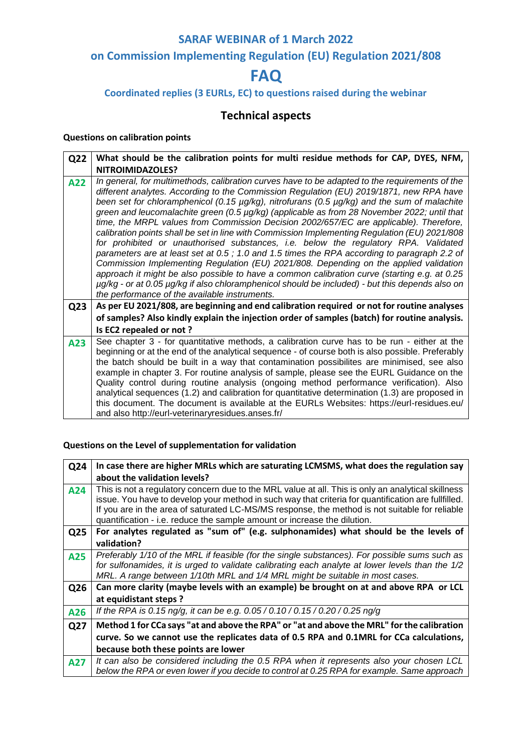## SARAF WEBINAR of 1 March 2022

## on Commission Implementing Regulation (EU) Regulation 2021/808

# FAQ

### Coordinated replies (3 EURLs, EC) to questions raised during the webinar

## Technical aspects

**Questions on calibration points**

| | |
|---|---|
| **Q22** | **What should be the calibration points for multi residue methods for CAP, DYES, NFM, NITROIMIDAZOLES?** |
| **A22** | *In general, for multimethods, calibration curves have to be adapted to the requirements of the different analytes. According to the Commission Regulation (EU) 2019/1871, new RPA have been set for chloramphenicol (0.15 µg/kg), nitrofurans (0.5 µg/kg) and the sum of malachite green and leucomalachite green (0.5 µg/kg) (applicable as from 28 November 2022; until that time, the MRPL values from Commission Decision 2002/657/EC are applicable). Therefore, calibration points shall be set in line with Commission Implementing Regulation (EU) 2021/808 for prohibited or unauthorised substances, i.e. below the regulatory RPA. Validated parameters are at least set at 0.5 ; 1.0 and 1.5 times the RPA according to paragraph 2.2 of Commission Implementing Regulation (EU) 2021/808. Depending on the applied validation approach it might be also possible to have a common calibration curve (starting e.g. at 0.25 µg/kg - or at 0.05 µg/kg if also chloramphenicol should be included) - but this depends also on the performance of the available instruments.* |
| **Q23** | **As per EU 2021/808, are beginning and end calibration required or not for routine analyses of samples? Also kindly explain the injection order of samples (batch) for routine analysis. Is EC2 repealed or not ?** |
| **A23** | See chapter 3 - for quantitative methods, a calibration curve has to be run - either at the beginning or at the end of the analytical sequence - of course both is also possible. Preferably the batch should be built in a way that contamination possibilites are minimised, see also example in chapter 3. For routine analysis of sample, please see the EURL Guidance on the Quality control during routine analysis (ongoing method performance verification). Also analytical sequences (1.2) and calibration for quantitative determination (1.3) are proposed in this document. The document is available at the EURLs Websites: https://eurl-residues.eu/ and also http://eurl-veterinaryresidues.anses.fr/ |

**Questions on the Level of supplementation for validation**

| | |
|---|---|
| **Q24** | **In case there are higher MRLs which are saturating LCMSMS, what does the regulation say about the validation levels?** |
| **A24** | This is not a regulatory concern due to the MRL value at all. This is only an analytical skillness issue. You have to develop your method in such way that criteria for quantification are fullfilled. If you are in the area of saturated LC-MS/MS response, the method is not suitable for reliable quantification - i.e. reduce the sample amount or increase the dilution. |
| **Q25** | **For analytes regulated as "sum of" (e.g. sulphonamides) what should be the levels of validation?** |
| **A25** | *Preferably 1/10 of the MRL if feasible (for the single substances). For possible sums such as for sulfonamides, it is urged to validate calibrating each analyte at lower levels than the 1/2 MRL. A range between 1/10th MRL and 1/4 MRL might be suitable in most cases.* |
| **Q26** | **Can more clarity (maybe levels with an example) be brought on at and above RPA or LCL at equidistant steps ?** |
| **A26** | *If the RPA is 0.15 ng/g, it can be e.g. 0.05 / 0.10 / 0.15 / 0.20 / 0.25 ng/g* |
| **Q27** | **Method 1 for CCa says "at and above the RPA" or "at and above the MRL" for the calibration curve. So we cannot use the replicates data of 0.5 RPA and 0.1MRL for CCa calculations, because both these points are lower** |
| **A27** | *It can also be considered including the 0.5 RPA when it represents also your chosen LCL below the RPA or even lower if you decide to control at 0.25 RPA for example. Same approach* |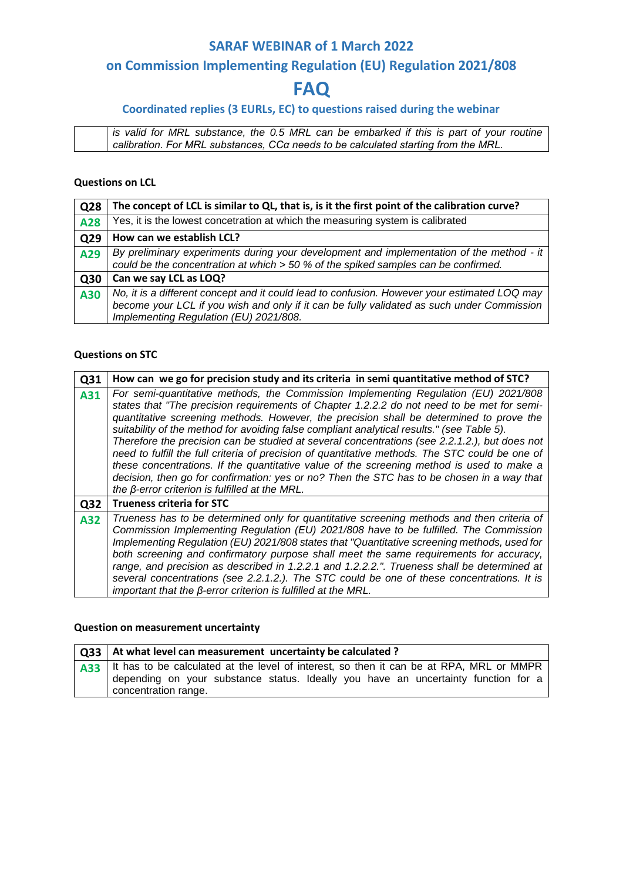| | |
|---|---|
| | *is valid for MRL substance, the 0.5 MRL can be embarked if this is part of your routine calibration. For MRL substances, CCα needs to be calculated starting from the MRL.* |

**Questions on LCL**

| | |
|---|---|
| **Q28** | **The concept of LCL is similar to QL, that is, is it the first point of the calibration curve?** |
| **A28** | Yes, it is the lowest concetration at which the measuring system is calibrated |
| **Q29** | **How can we establish LCL?** |
| **A29** | *By preliminary experiments during your development and implementation of the method - it could be the concentration at which > 50 % of the spiked samples can be confirmed.* |
| **Q30** | **Can we say LCL as LOQ?** |
| **A30** | *No, it is a different concept and it could lead to confusion. However your estimated LOQ may become your LCL if you wish and only if it can be fully validated as such under Commission Implementing Regulation (EU) 2021/808.* |

**Questions on STC**

| | |
|---|---|
| **Q31** | **How can we go for precision study and its criteria in semi quantitative method of STC?** |
| **A31** | *For semi-quantitative methods, the Commission Implementing Regulation (EU) 2021/808 states that "The precision requirements of Chapter 1.2.2.2 do not need to be met for semi-quantitative screening methods. However, the precision shall be determined to prove the suitability of the method for avoiding false compliant analytical results." (see Table 5). Therefore the precision can be studied at several concentrations (see 2.2.1.2.), but does not need to fulfill the full criteria of precision of quantitative methods. The STC could be one of these concentrations. If the quantitative value of the screening method is used to make a decision, then go for confirmation: yes or no? Then the STC has to be chosen in a way that the β-error criterion is fulfilled at the MRL.* |
| **Q32** | **Trueness criteria for STC** |
| **A32** | *Trueness has to be determined only for quantitative screening methods and then criteria of Commission Implementing Regulation (EU) 2021/808 have to be fulfilled. The Commission Implementing Regulation (EU) 2021/808 states that "Quantitative screening methods, used for both screening and confirmatory purpose shall meet the same requirements for accuracy, range, and precision as described in 1.2.2.1 and 1.2.2.2.". Trueness shall be determined at several concentrations (see 2.2.1.2.). The STC could be one of these concentrations. It is important that the β-error criterion is fulfilled at the MRL.* |

**Question on measurement uncertainty**

| | |
|---|---|
| **Q33** | **At what level can measurement uncertainty be calculated ?** |
| **A33** | It has to be calculated at the level of interest, so then it can be at RPA, MRL or MMPR depending on your substance status. Ideally you have an uncertainty function for a concentration range. |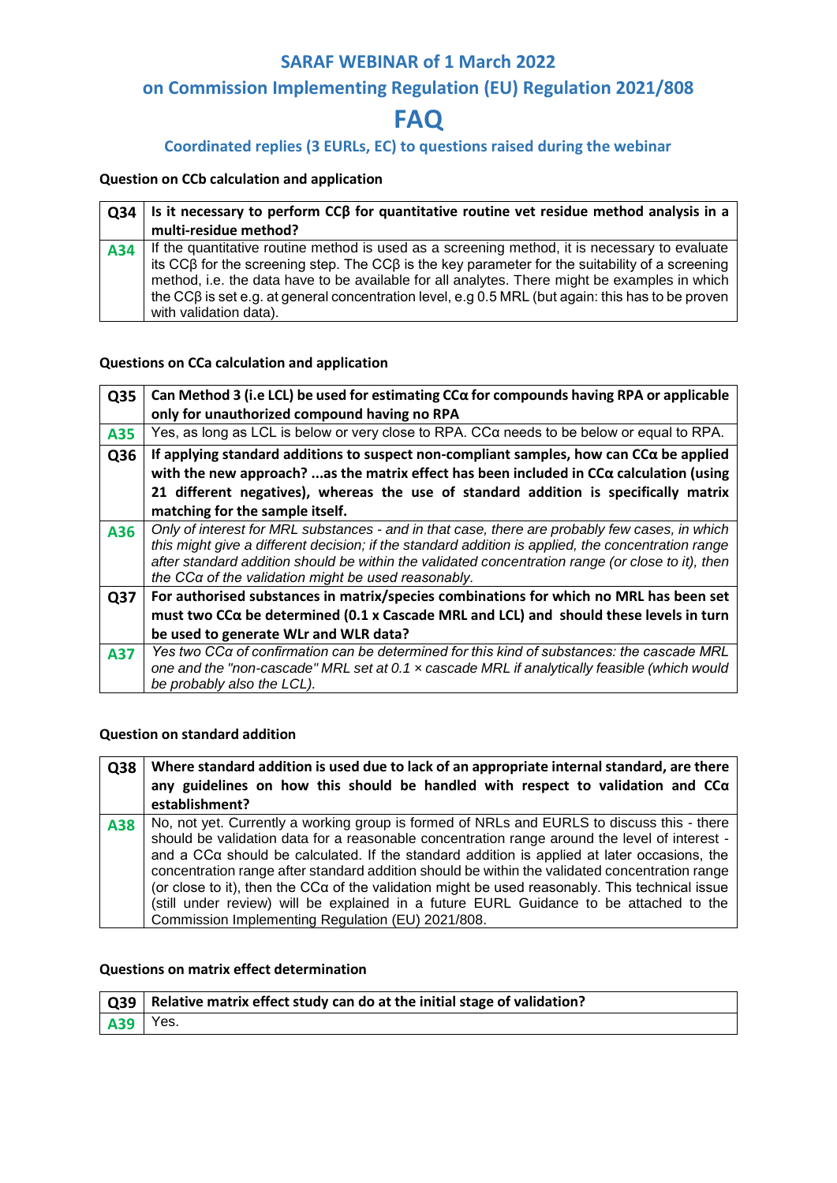# SARAF WEBINAR of 1 March 2022

## on Commission Implementing Regulation (EU) Regulation 2021/808

# FAQ

### Coordinated replies (3 EURLs, EC) to questions raised during the webinar

**Question on CCb calculation and application**

| Q34 | **Is it necessary to perform CCβ for quantitative routine vet residue method analysis in a multi-residue method?** |
|---|---|
| A34 | If the quantitative routine method is used as a screening method, it is necessary to evaluate its CCβ for the screening step. The CCβ is the key parameter for the suitability of a screening method, i.e. the data have to be available for all analytes. There might be examples in which the CCβ is set e.g. at general concentration level, e.g 0.5 MRL (but again: this has to be proven with validation data). |

**Questions on CCa calculation and application**

| Q35 | **Can Method 3 (i.e LCL) be used for estimating CCα for compounds having RPA or applicable only for unauthorized compound having no RPA** |
|---|---|
| A35 | Yes, as long as LCL is below or very close to RPA. CCα needs to be below or equal to RPA. |
| Q36 | **If applying standard additions to suspect non-compliant samples, how can CCα be applied with the new approach? ...as the matrix effect has been included in CCα calculation (using 21 different negatives), whereas the use of standard addition is specifically matrix matching for the sample itself.** |
| A36 | *Only of interest for MRL substances - and in that case, there are probably few cases, in which this might give a different decision; if the standard addition is applied, the concentration range after standard addition should be within the validated concentration range (or close to it), then the CCα of the validation might be used reasonably.* |
| Q37 | **For authorised substances in matrix/species combinations for which no MRL has been set must two CCα be determined (0.1 x Cascade MRL and LCL) and should these levels in turn be used to generate WLr and WLR data?** |
| A37 | *Yes two CCα of confirmation can be determined for this kind of substances: the cascade MRL one and the "non-cascade" MRL set at 0.1 × cascade MRL if analytically feasible (which would be probably also the LCL).* |

**Question on standard addition**

| Q38 | **Where standard addition is used due to lack of an appropriate internal standard, are there any guidelines on how this should be handled with respect to validation and CCα establishment?** |
|---|---|
| A38 | No, not yet. Currently a working group is formed of NRLs and EURLS to discuss this - there should be validation data for a reasonable concentration range around the level of interest - and a CCα should be calculated. If the standard addition is applied at later occasions, the concentration range after standard addition should be within the validated concentration range (or close to it), then the CCα of the validation might be used reasonably. This technical issue (still under review) will be explained in a future EURL Guidance to be attached to the Commission Implementing Regulation (EU) 2021/808. |

**Questions on matrix effect determination**

| Q39 | **Relative matrix effect study can do at the initial stage of validation?** |
|---|---|
| A39 | Yes. |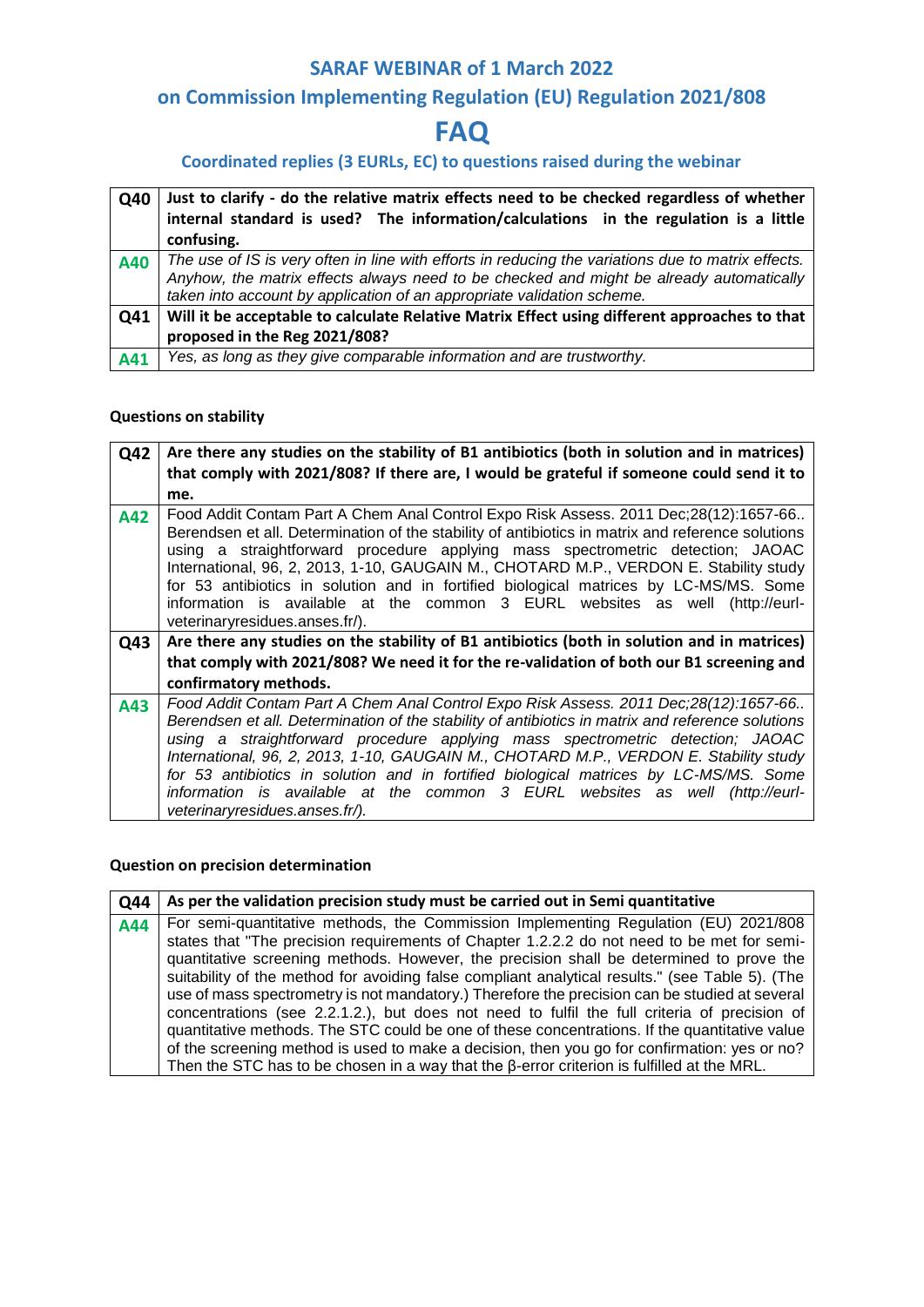# SARAF WEBINAR of 1 March 2022

## on Commission Implementing Regulation (EU) Regulation 2021/808

# FAQ

### Coordinated replies (3 EURLs, EC) to questions raised during the webinar

| | |
|---|---|
| **Q40** | **Just to clarify - do the relative matrix effects need to be checked regardless of whether internal standard is used? The information/calculations in the regulation is a little confusing.** |
| **A40** | *The use of IS is very often in line with efforts in reducing the variations due to matrix effects. Anyhow, the matrix effects always need to be checked and might be already automatically taken into account by application of an appropriate validation scheme.* |
| **Q41** | **Will it be acceptable to calculate Relative Matrix Effect using different approaches to that proposed in the Reg 2021/808?** |
| **A41** | *Yes, as long as they give comparable information and are trustworthy.* |

**Questions on stability**

| | |
|---|---|
| **Q42** | **Are there any studies on the stability of B1 antibiotics (both in solution and in matrices) that comply with 2021/808? If there are, I would be grateful if someone could send it to me.** |
| **A42** | Food Addit Contam Part A Chem Anal Control Expo Risk Assess. 2011 Dec;28(12):1657-66.. Berendsen et all. Determination of the stability of antibiotics in matrix and reference solutions using a straightforward procedure applying mass spectrometric detection; JAOAC International, 96, 2, 2013, 1-10, GAUGAIN M., CHOTARD M.P., VERDON E. Stability study for 53 antibiotics in solution and in fortified biological matrices by LC-MS/MS. Some information is available at the common 3 EURL websites as well (http://eurl-veterinaryresidues.anses.fr/). |
| **Q43** | **Are there any studies on the stability of B1 antibiotics (both in solution and in matrices) that comply with 2021/808? We need it for the re-validation of both our B1 screening and confirmatory methods.** |
| **A43** | *Food Addit Contam Part A Chem Anal Control Expo Risk Assess. 2011 Dec;28(12):1657-66.. Berendsen et all. Determination of the stability of antibiotics in matrix and reference solutions using a straightforward procedure applying mass spectrometric detection; JAOAC International, 96, 2, 2013, 1-10, GAUGAIN M., CHOTARD M.P., VERDON E. Stability study for 53 antibiotics in solution and in fortified biological matrices by LC-MS/MS. Some information is available at the common 3 EURL websites as well (http://eurl-veterinaryresidues.anses.fr/).* |

**Question on precision determination**

| | |
|---|---|
| **Q44** | **As per the validation precision study must be carried out in Semi quantitative** |
| **A44** | For semi-quantitative methods, the Commission Implementing Regulation (EU) 2021/808 states that "The precision requirements of Chapter 1.2.2.2 do not need to be met for semi-quantitative screening methods. However, the precision shall be determined to prove the suitability of the method for avoiding false compliant analytical results." (see Table 5). (The use of mass spectrometry is not mandatory.) Therefore the precision can be studied at several concentrations (see 2.2.1.2.), but does not need to fulfil the full criteria of precision of quantitative methods. The STC could be one of these concentrations. If the quantitative value of the screening method is used to make a decision, then you go for confirmation: yes or no? Then the STC has to be chosen in a way that the β-error criterion is fulfilled at the MRL. |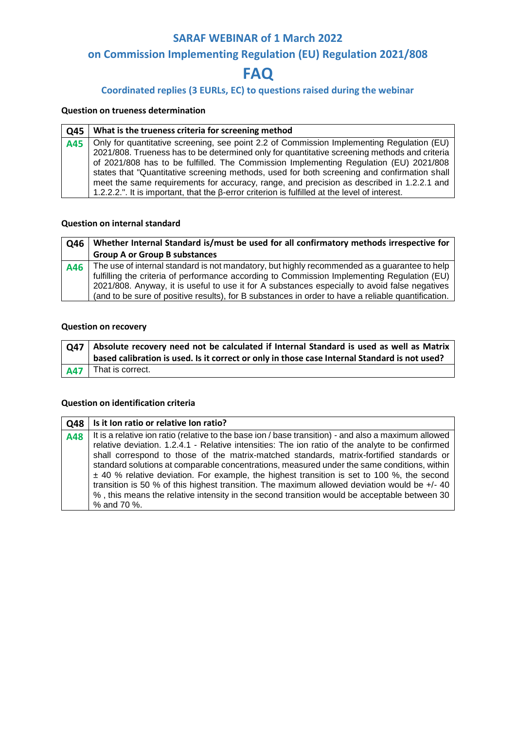## SARAF WEBINAR of 1 March 2022

## on Commission Implementing Regulation (EU) Regulation 2021/808

# FAQ

### Coordinated replies (3 EURLs, EC) to questions raised during the webinar

**Question on trueness determination**

| **Q45** | **What is the trueness criteria for screening method** |
|---|---|
| **A45** | Only for quantitative screening, see point 2.2 of Commission Implementing Regulation (EU) 2021/808. Trueness has to be determined only for quantitative screening methods and criteria of 2021/808 has to be fulfilled. The Commission Implementing Regulation (EU) 2021/808 states that "Quantitative screening methods, used for both screening and confirmation shall meet the same requirements for accuracy, range, and precision as described in 1.2.2.1 and 1.2.2.2.". It is important, that the β-error criterion is fulfilled at the level of interest. |

**Question on internal standard**

| **Q46** | **Whether Internal Standard is/must be used for all confirmatory methods irrespective for Group A or Group B substances** |
|---|---|
| **A46** | The use of internal standard is not mandatory, but highly recommended as a guarantee to help fulfilling the criteria of performance according to Commission Implementing Regulation (EU) 2021/808. Anyway, it is useful to use it for A substances especially to avoid false negatives (and to be sure of positive results), for B substances in order to have a reliable quantification. |

**Question on recovery**

| **Q47** | **Absolute recovery need not be calculated if Internal Standard is used as well as Matrix based calibration is used. Is it correct or only in those case Internal Standard is not used?** |
|---|---|
| **A47** | That is correct. |

**Question on identification criteria**

| **Q48** | **Is it Ion ratio or relative Ion ratio?** |
|---|---|
| **A48** | It is a relative ion ratio (relative to the base ion / base transition) - and also a maximum allowed relative deviation. 1.2.4.1 - Relative intensities: The ion ratio of the analyte to be confirmed shall correspond to those of the matrix-matched standards, matrix-fortified standards or standard solutions at comparable concentrations, measured under the same conditions, within ± 40 % relative deviation. For example, the highest transition is set to 100 %, the second transition is 50 % of this highest transition. The maximum allowed deviation would be +/- 40 % , this means the relative intensity in the second transition would be acceptable between 30 % and 70 %. |